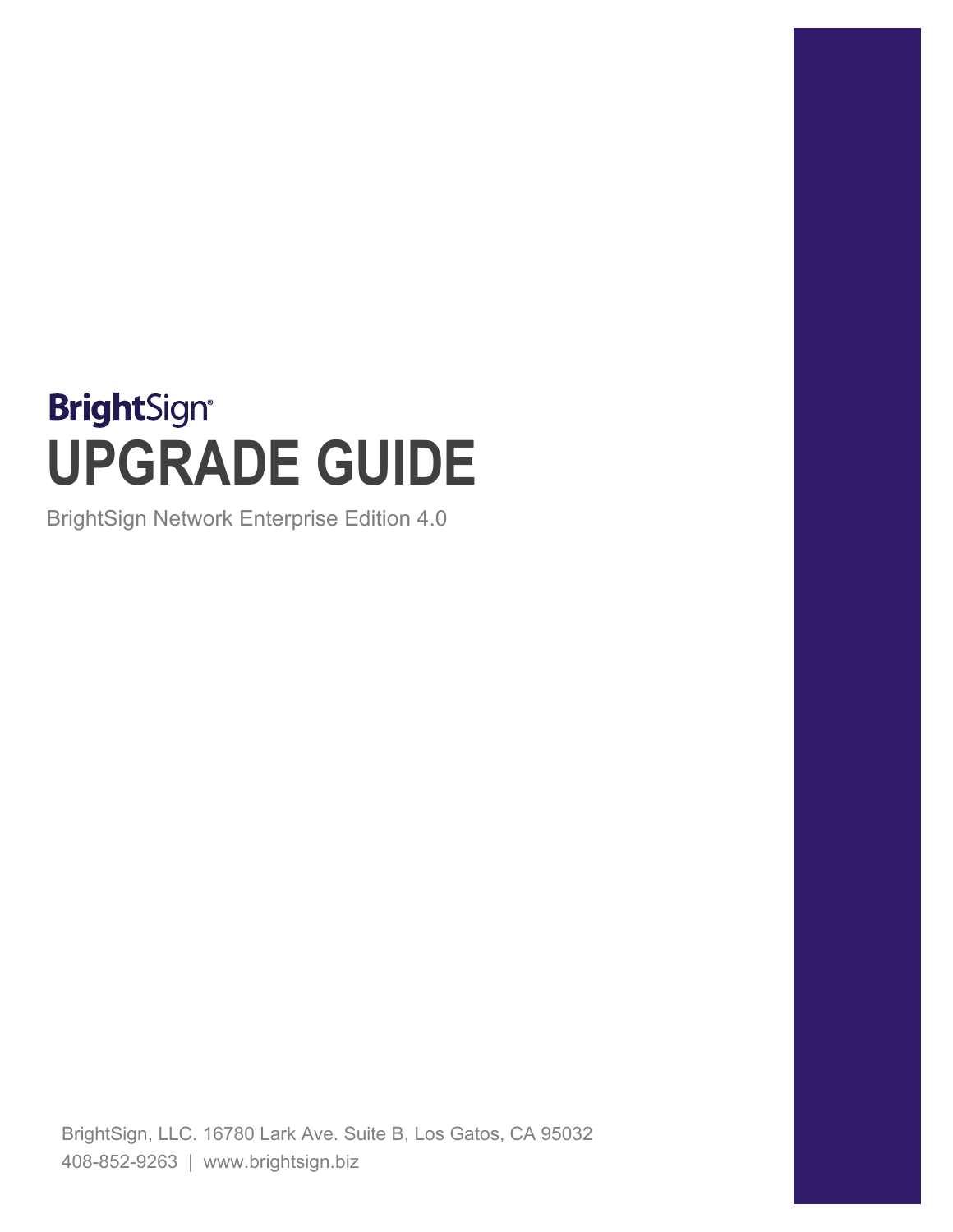BrightSign®

# UPGRADE GUIDE

BrightSign Network Enterprise Edition 4.0

BrightSign, LLC. 16780 Lark Ave. Suite B, Los Gatos, CA 95032
408-852-9263 | www.brightsign.biz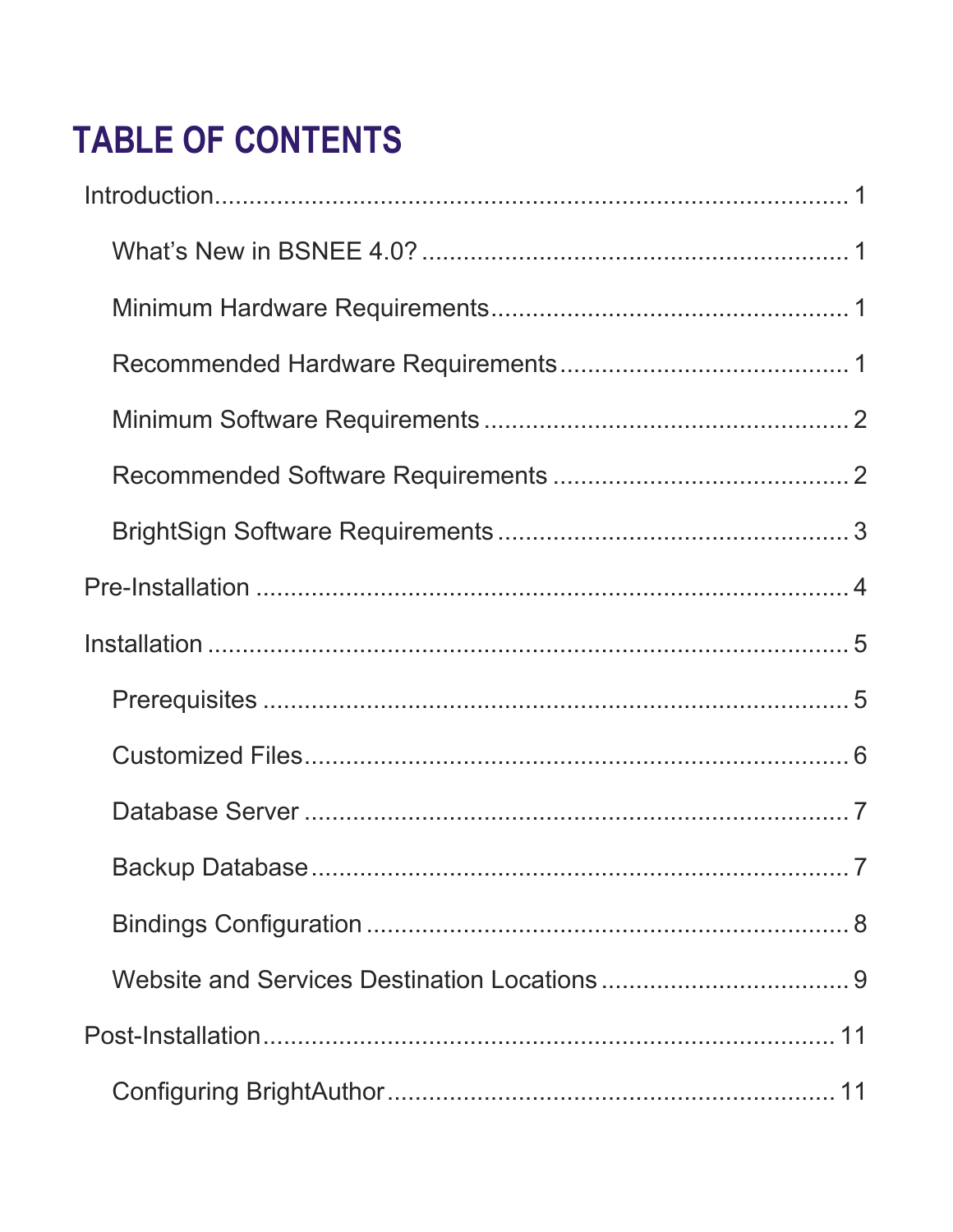# TABLE OF CONTENTS

- Introduction ........................................................................ 1
  - What's New in BSNEE 4.0? ........................................................ 1
  - Minimum Hardware Requirements ................................................... 1
  - Recommended Hardware Requirements ............................................... 1
  - Minimum Software Requirements ................................................... 2
  - Recommended Software Requirements ............................................... 2
  - BrightSign Software Requirements ................................................ 3
- Pre-Installation .................................................................... 4
- Installation ........................................................................ 5
  - Prerequisites ................................................................... 5
  - Customized Files ................................................................ 6
  - Database Server ................................................................. 7
  - Backup Database ................................................................. 7
  - Bindings Configuration .......................................................... 8
  - Website and Services Destination Locations ...................................... 9
- Post-Installation ................................................................... 11
  - Configuring BrightAuthor ........................................................ 11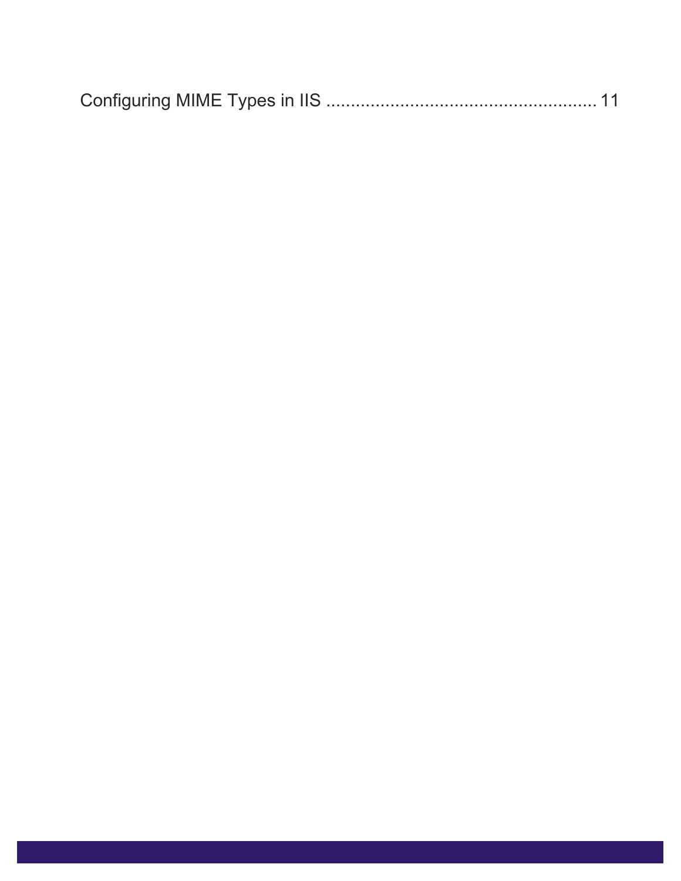Configuring MIME Types in IIS ........................................................ 11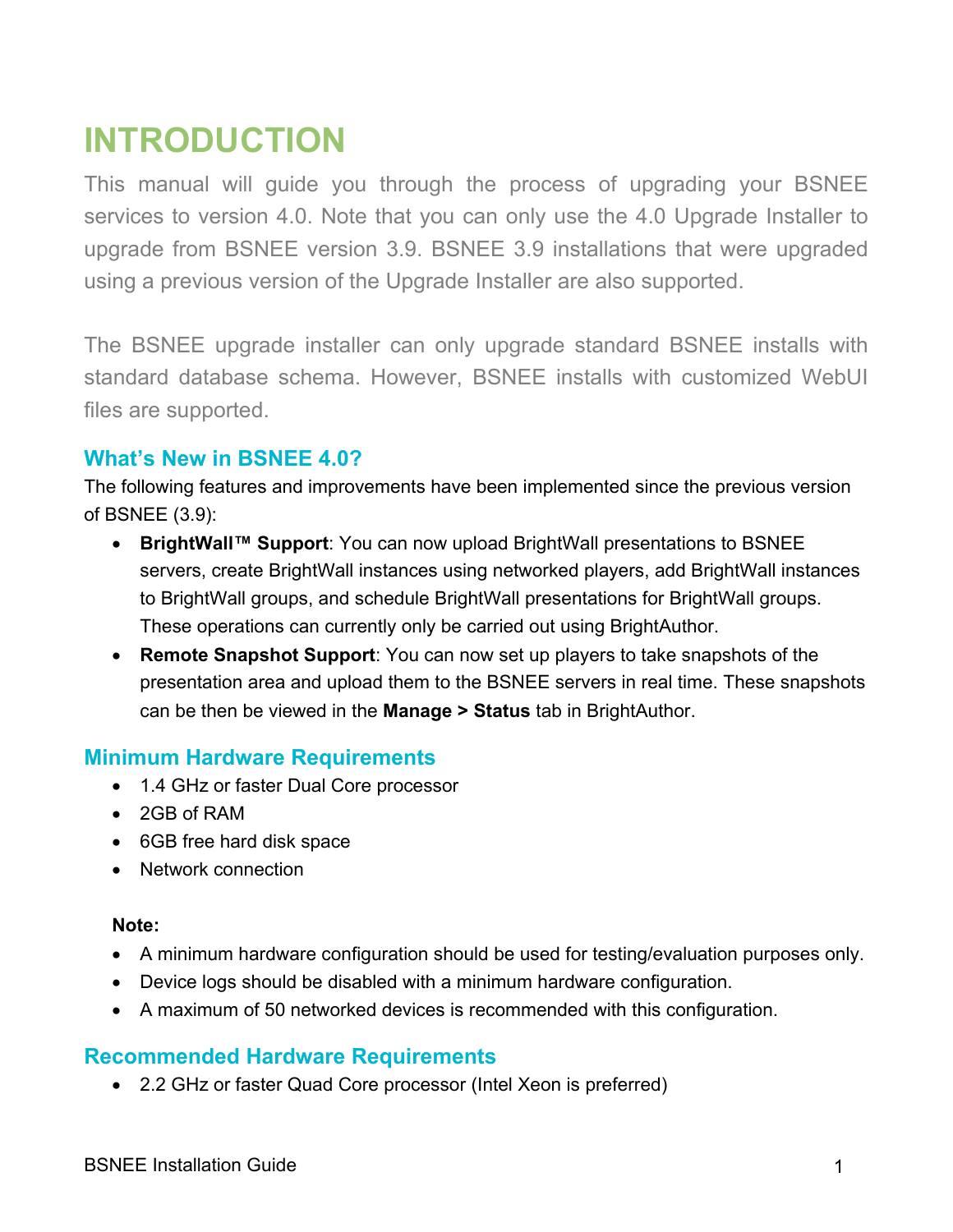# INTRODUCTION

This manual will guide you through the process of upgrading your BSNEE services to version 4.0. Note that you can only use the 4.0 Upgrade Installer to upgrade from BSNEE version 3.9. BSNEE 3.9 installations that were upgraded using a previous version of the Upgrade Installer are also supported.

The BSNEE upgrade installer can only upgrade standard BSNEE installs with standard database schema. However, BSNEE installs with customized WebUI files are supported.

## What's New in BSNEE 4.0?

The following features and improvements have been implemented since the previous version of BSNEE (3.9):

- **BrightWall™ Support**: You can now upload BrightWall presentations to BSNEE servers, create BrightWall instances using networked players, add BrightWall instances to BrightWall groups, and schedule BrightWall presentations for BrightWall groups. These operations can currently only be carried out using BrightAuthor.
- **Remote Snapshot Support**: You can now set up players to take snapshots of the presentation area and upload them to the BSNEE servers in real time. These snapshots can be then be viewed in the **Manage > Status** tab in BrightAuthor.

## Minimum Hardware Requirements

- 1.4 GHz or faster Dual Core processor
- 2GB of RAM
- 6GB free hard disk space
- Network connection

**Note:**

- A minimum hardware configuration should be used for testing/evaluation purposes only.
- Device logs should be disabled with a minimum hardware configuration.
- A maximum of 50 networked devices is recommended with this configuration.

## Recommended Hardware Requirements

- 2.2 GHz or faster Quad Core processor (Intel Xeon is preferred)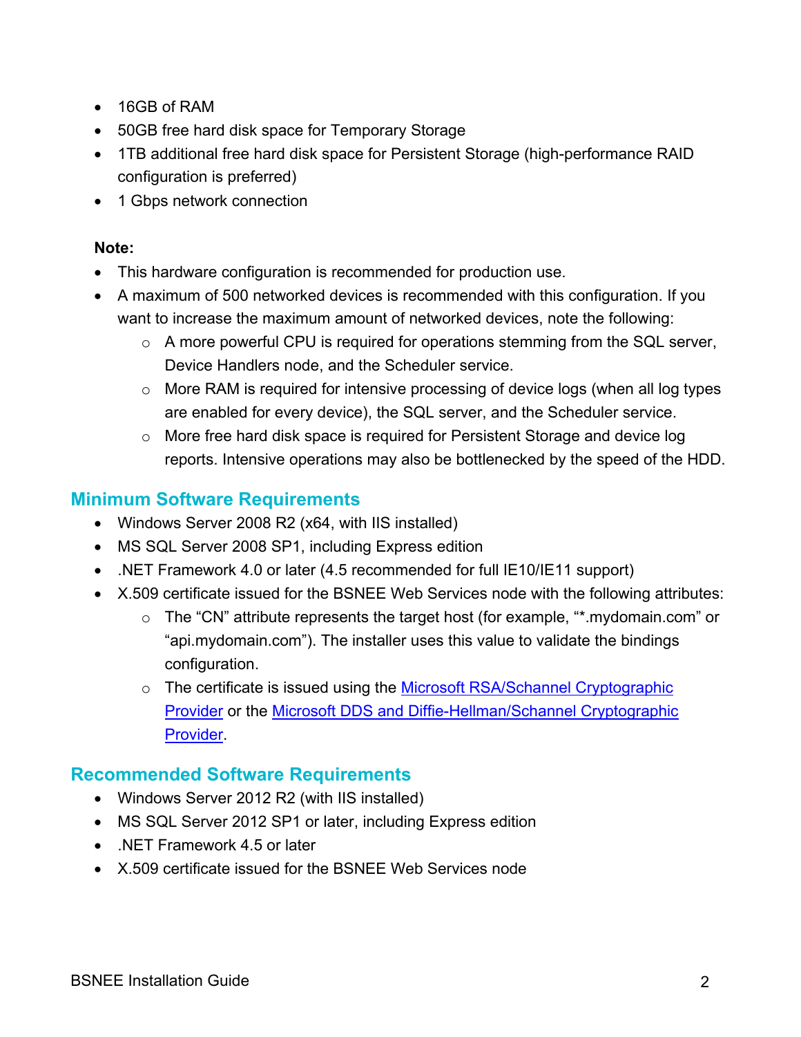- 16GB of RAM
- 50GB free hard disk space for Temporary Storage
- 1TB additional free hard disk space for Persistent Storage (high-performance RAID configuration is preferred)
- 1 Gbps network connection

**Note:**

- This hardware configuration is recommended for production use.
- A maximum of 500 networked devices is recommended with this configuration. If you want to increase the maximum amount of networked devices, note the following:
  - A more powerful CPU is required for operations stemming from the SQL server, Device Handlers node, and the Scheduler service.
  - More RAM is required for intensive processing of device logs (when all log types are enabled for every device), the SQL server, and the Scheduler service.
  - More free hard disk space is required for Persistent Storage and device log reports. Intensive operations may also be bottlenecked by the speed of the HDD.

## Minimum Software Requirements

- Windows Server 2008 R2 (x64, with IIS installed)
- MS SQL Server 2008 SP1, including Express edition
- .NET Framework 4.0 or later (4.5 recommended for full IE10/IE11 support)
- X.509 certificate issued for the BSNEE Web Services node with the following attributes:
  - The "CN" attribute represents the target host (for example, "*.mydomain.com" or "api.mydomain.com"). The installer uses this value to validate the bindings configuration.
  - The certificate is issued using the Microsoft RSA/Schannel Cryptographic Provider or the Microsoft DDS and Diffie-Hellman/Schannel Cryptographic Provider.

## Recommended Software Requirements

- Windows Server 2012 R2 (with IIS installed)
- MS SQL Server 2012 SP1 or later, including Express edition
- .NET Framework 4.5 or later
- X.509 certificate issued for the BSNEE Web Services node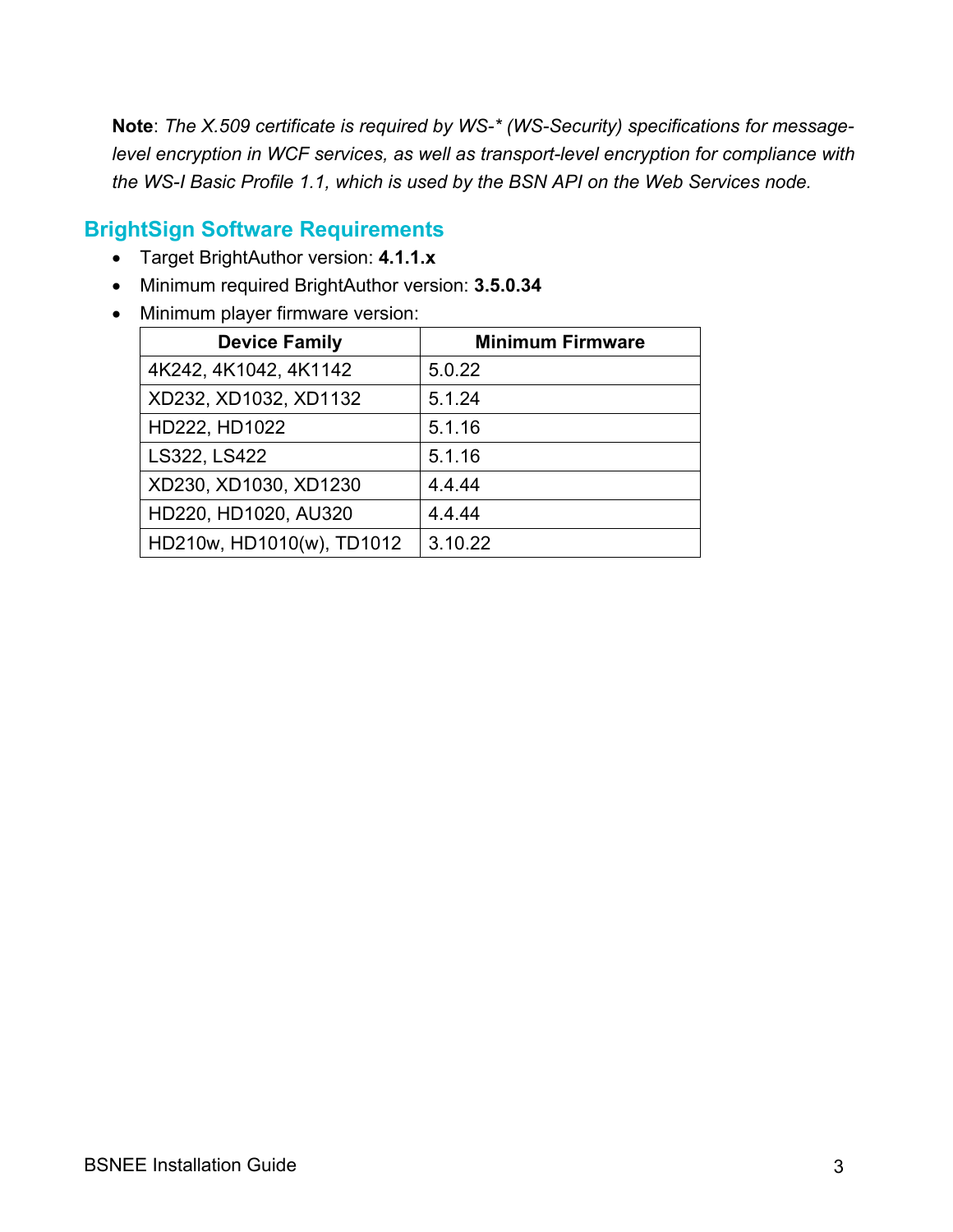**Note**: *The X.509 certificate is required by WS-* (WS-Security) specifications for message-level encryption in WCF services, as well as transport-level encryption for compliance with the WS-I Basic Profile 1.1, which is used by the BSN API on the Web Services node.*

## BrightSign Software Requirements

- Target BrightAuthor version: **4.1.1.x**
- Minimum required BrightAuthor version: **3.5.0.34**
- Minimum player firmware version:

| Device Family | Minimum Firmware |
|---|---|
| 4K242, 4K1042, 4K1142 | 5.0.22 |
| XD232, XD1032, XD1132 | 5.1.24 |
| HD222, HD1022 | 5.1.16 |
| LS322, LS422 | 5.1.16 |
| XD230, XD1030, XD1230 | 4.4.44 |
| HD220, HD1020, AU320 | 4.4.44 |
| HD210w, HD1010(w), TD1012 | 3.10.22 |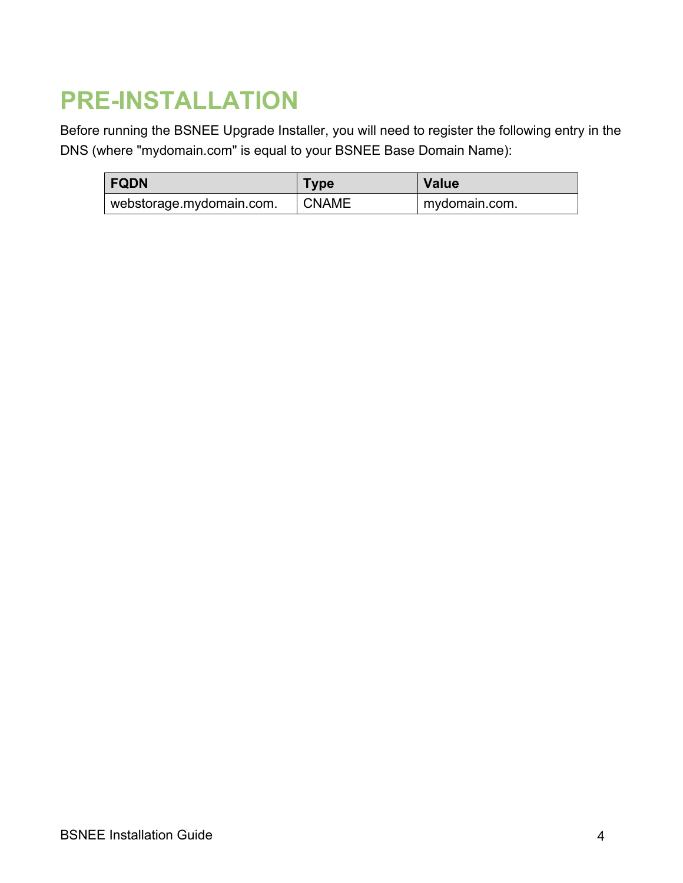# PRE-INSTALLATION

Before running the BSNEE Upgrade Installer, you will need to register the following entry in the DNS (where "mydomain.com" is equal to your BSNEE Base Domain Name):

| FQDN | Type | Value |
|---|---|---|
| webstorage.mydomain.com. | CNAME | mydomain.com. |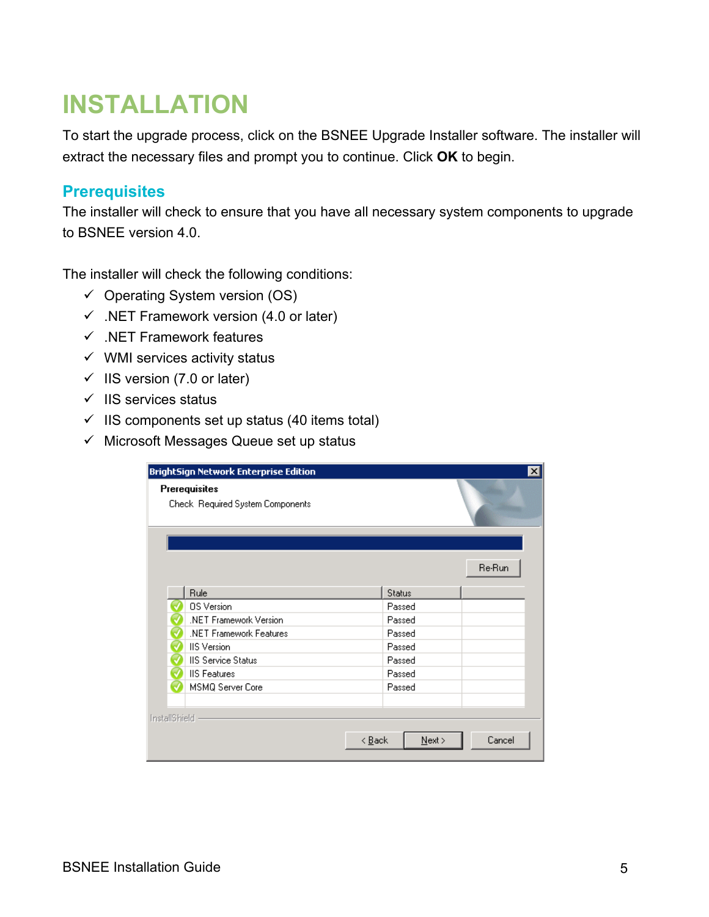# INSTALLATION

To start the upgrade process, click on the BSNEE Upgrade Installer software. The installer will extract the necessary files and prompt you to continue. Click **OK** to begin.

## Prerequisites

The installer will check to ensure that you have all necessary system components to upgrade to BSNEE version 4.0.

The installer will check the following conditions:

- ✓ Operating System version (OS)
- ✓ .NET Framework version (4.0 or later)
- ✓ .NET Framework features
- ✓ WMI services activity status
- ✓ IIS version (7.0 or later)
- ✓ IIS services status
- ✓ IIS components set up status (40 items total)
- ✓ Microsoft Messages Queue set up status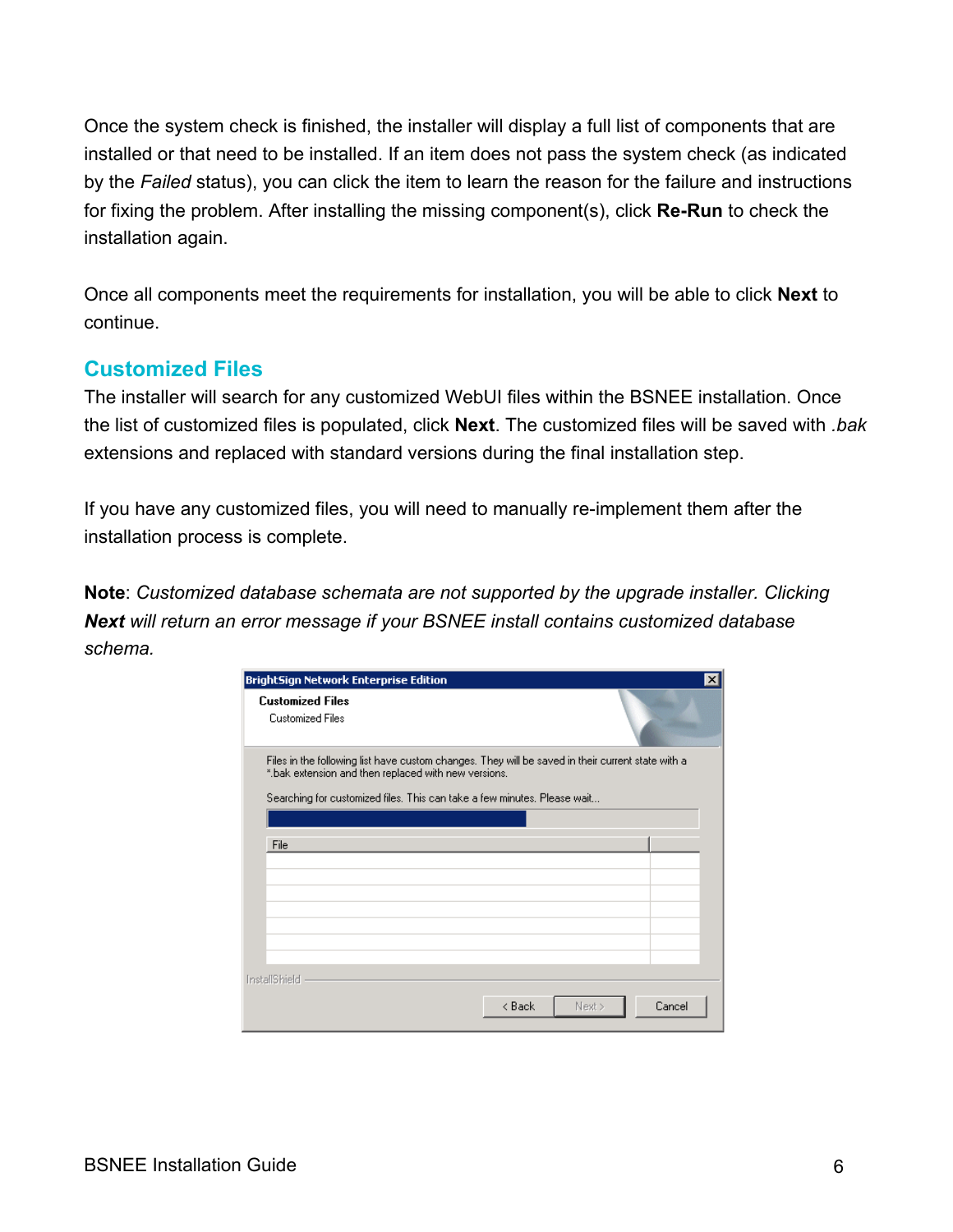Once the system check is finished, the installer will display a full list of components that are installed or that need to be installed. If an item does not pass the system check (as indicated by the *Failed* status), you can click the item to learn the reason for the failure and instructions for fixing the problem. After installing the missing component(s), click **Re-Run** to check the installation again.

Once all components meet the requirements for installation, you will be able to click **Next** to continue.

## Customized Files

The installer will search for any customized WebUI files within the BSNEE installation. Once the list of customized files is populated, click **Next**. The customized files will be saved with *.bak* extensions and replaced with standard versions during the final installation step.

If you have any customized files, you will need to manually re-implement them after the installation process is complete.

**Note**: *Customized database schemata are not supported by the upgrade installer. Clicking* ***Next*** *will return an error message if your BSNEE install contains customized database schema.*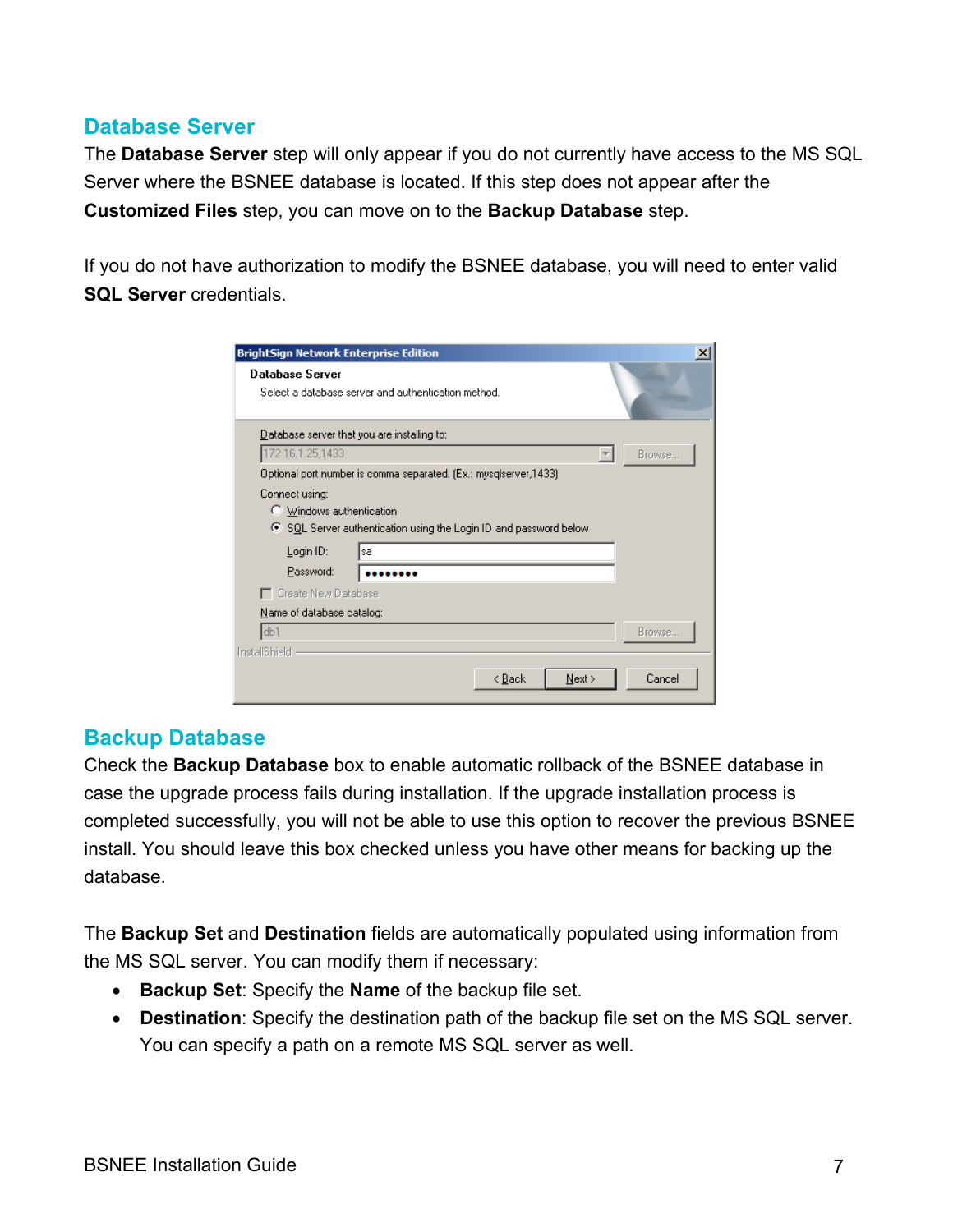## Database Server

The **Database Server** step will only appear if you do not currently have access to the MS SQL Server where the BSNEE database is located. If this step does not appear after the **Customized Files** step, you can move on to the **Backup Database** step.

If you do not have authorization to modify the BSNEE database, you will need to enter valid **SQL Server** credentials.

## Backup Database

Check the **Backup Database** box to enable automatic rollback of the BSNEE database in case the upgrade process fails during installation. If the upgrade installation process is completed successfully, you will not be able to use this option to recover the previous BSNEE install. You should leave this box checked unless you have other means for backing up the database.

The **Backup Set** and **Destination** fields are automatically populated using information from the MS SQL server. You can modify them if necessary:

- **Backup Set**: Specify the **Name** of the backup file set.
- **Destination**: Specify the destination path of the backup file set on the MS SQL server. You can specify a path on a remote MS SQL server as well.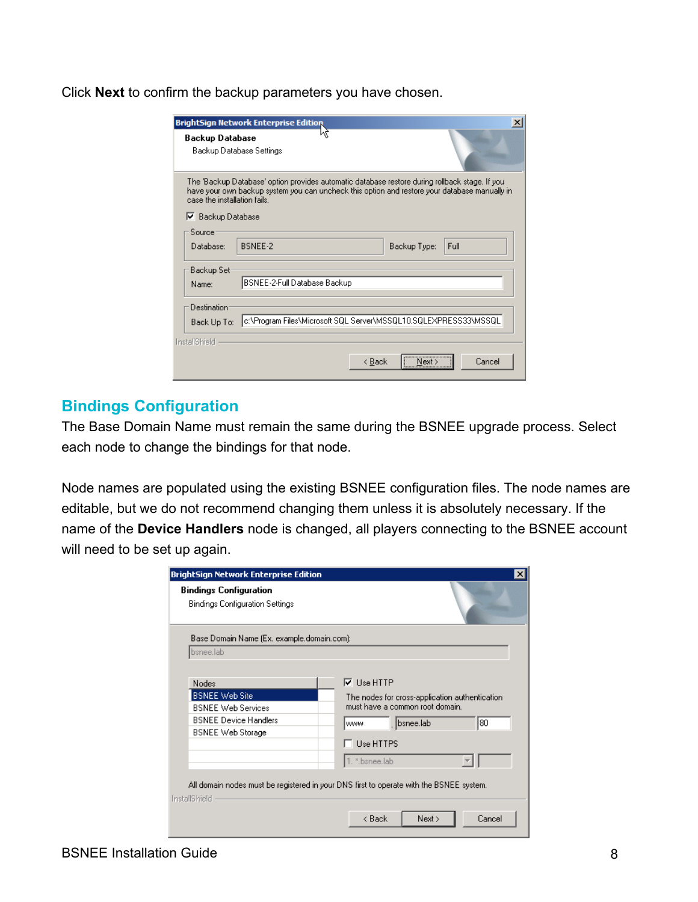Click **Next** to confirm the backup parameters you have chosen.

## Bindings Configuration

The Base Domain Name must remain the same during the BSNEE upgrade process. Select each node to change the bindings for that node.

Node names are populated using the existing BSNEE configuration files. The node names are editable, but we do not recommend changing them unless it is absolutely necessary. If the name of the **Device Handlers** node is changed, all players connecting to the BSNEE account will need to be set up again.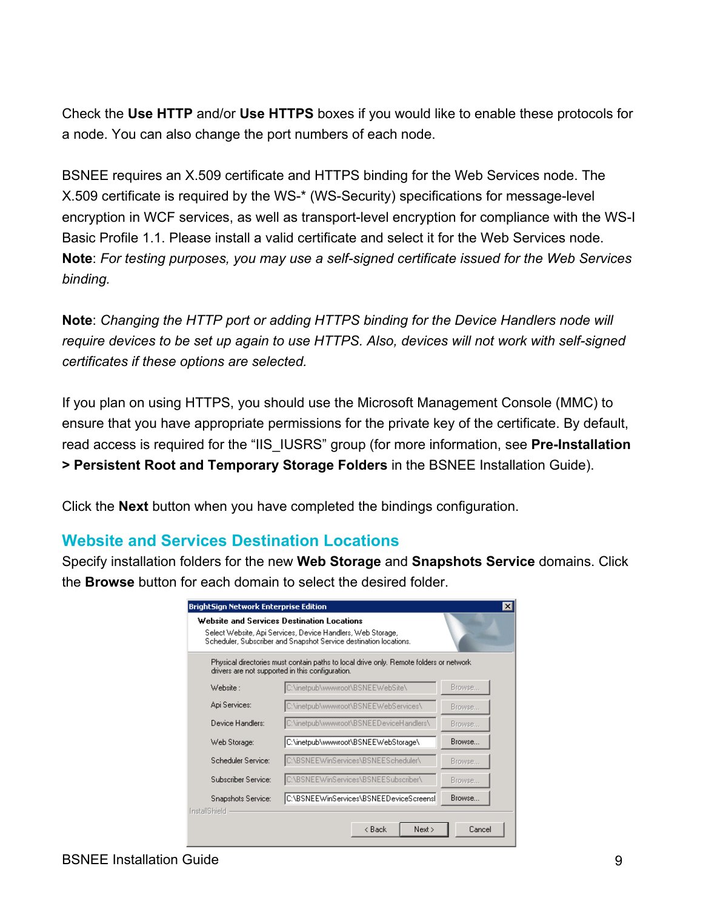Check the **Use HTTP** and/or **Use HTTPS** boxes if you would like to enable these protocols for a node. You can also change the port numbers of each node.

BSNEE requires an X.509 certificate and HTTPS binding for the Web Services node. The X.509 certificate is required by the WS-* (WS-Security) specifications for message-level encryption in WCF services, as well as transport-level encryption for compliance with the WS-I Basic Profile 1.1. Please install a valid certificate and select it for the Web Services node. **Note**: *For testing purposes, you may use a self-signed certificate issued for the Web Services binding.*

**Note**: *Changing the HTTP port or adding HTTPS binding for the Device Handlers node will require devices to be set up again to use HTTPS. Also, devices will not work with self-signed certificates if these options are selected.*

If you plan on using HTTPS, you should use the Microsoft Management Console (MMC) to ensure that you have appropriate permissions for the private key of the certificate. By default, read access is required for the "IIS_IUSRS" group (for more information, see **Pre-Installation > Persistent Root and Temporary Storage Folders** in the BSNEE Installation Guide).

Click the **Next** button when you have completed the bindings configuration.

## Website and Services Destination Locations

Specify installation folders for the new **Web Storage** and **Snapshots Service** domains. Click the **Browse** button for each domain to select the desired folder.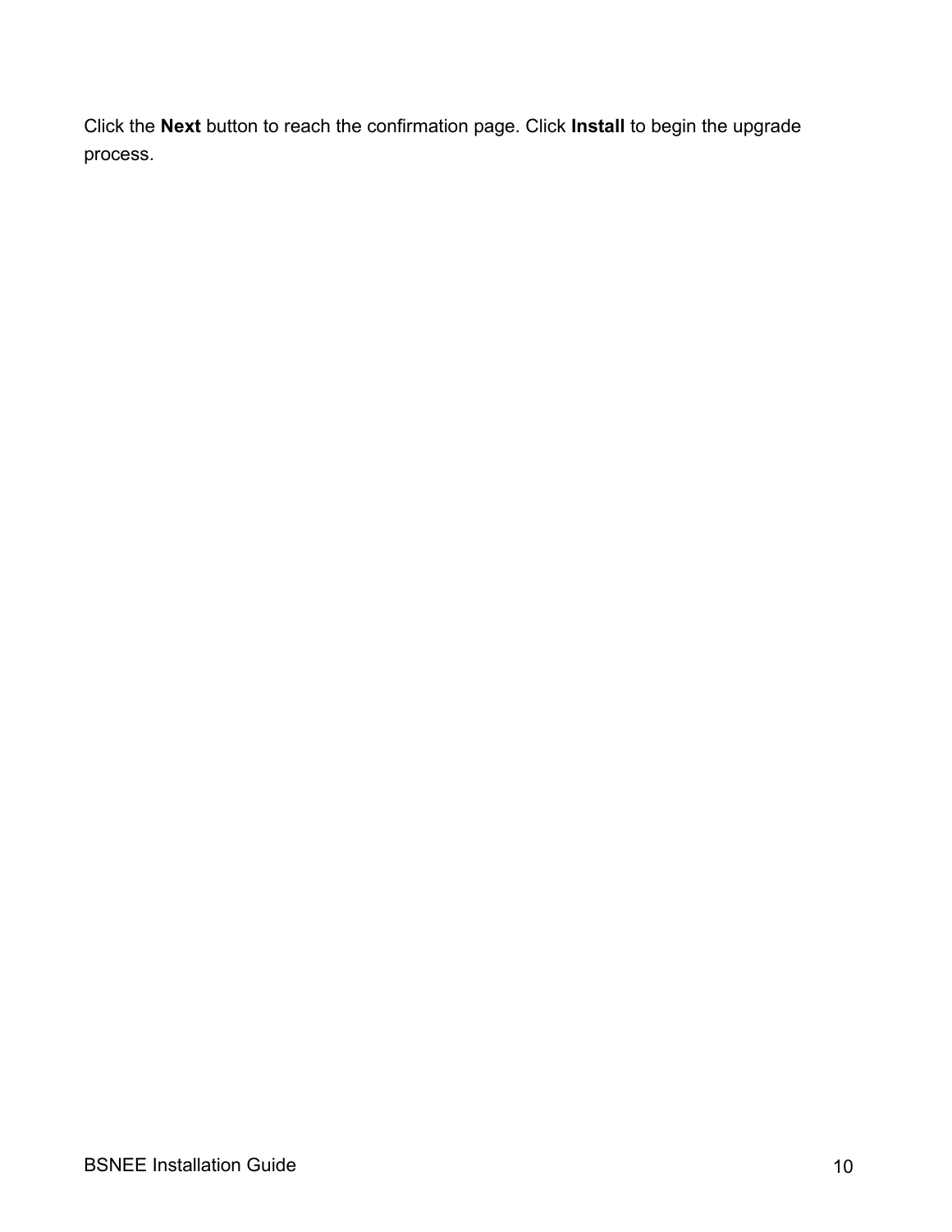Click the **Next** button to reach the confirmation page. Click **Install** to begin the upgrade process.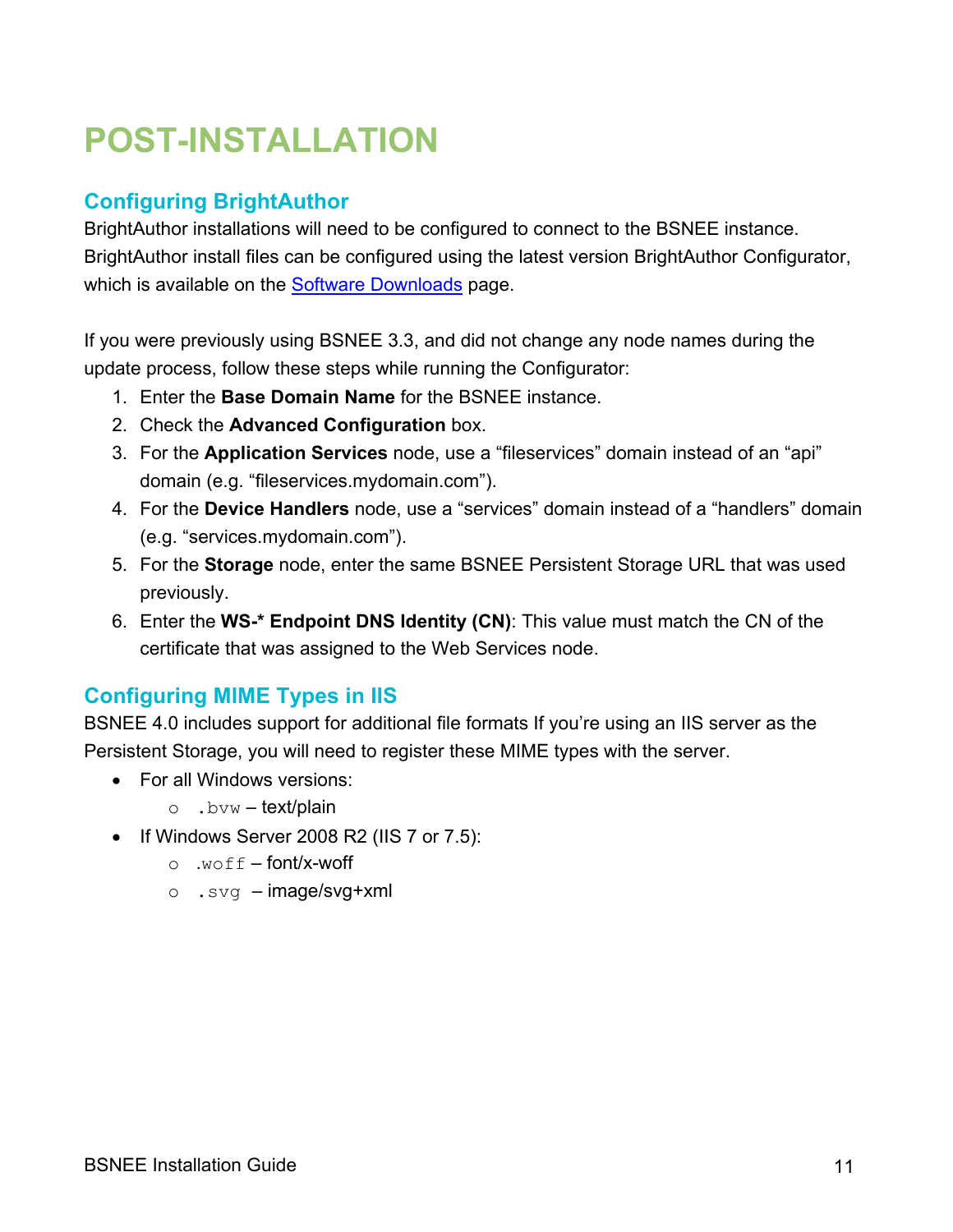# POST-INSTALLATION

## Configuring BrightAuthor

BrightAuthor installations will need to be configured to connect to the BSNEE instance. BrightAuthor install files can be configured using the latest version BrightAuthor Configurator, which is available on the Software Downloads page.

If you were previously using BSNEE 3.3, and did not change any node names during the update process, follow these steps while running the Configurator:

1. Enter the **Base Domain Name** for the BSNEE instance.
2. Check the **Advanced Configuration** box.
3. For the **Application Services** node, use a "fileservices" domain instead of an "api" domain (e.g. "fileservices.mydomain.com").
4. For the **Device Handlers** node, use a "services" domain instead of a "handlers" domain (e.g. "services.mydomain.com").
5. For the **Storage** node, enter the same BSNEE Persistent Storage URL that was used previously.
6. Enter the **WS-* Endpoint DNS Identity (CN)**: This value must match the CN of the certificate that was assigned to the Web Services node.

## Configuring MIME Types in IIS

BSNEE 4.0 includes support for additional file formats If you're using an IIS server as the Persistent Storage, you will need to register these MIME types with the server.

- For all Windows versions:
  - `.bvw` – text/plain
- If Windows Server 2008 R2 (IIS 7 or 7.5):
  - `.woff` – font/x-woff
  - `.svg` – image/svg+xml